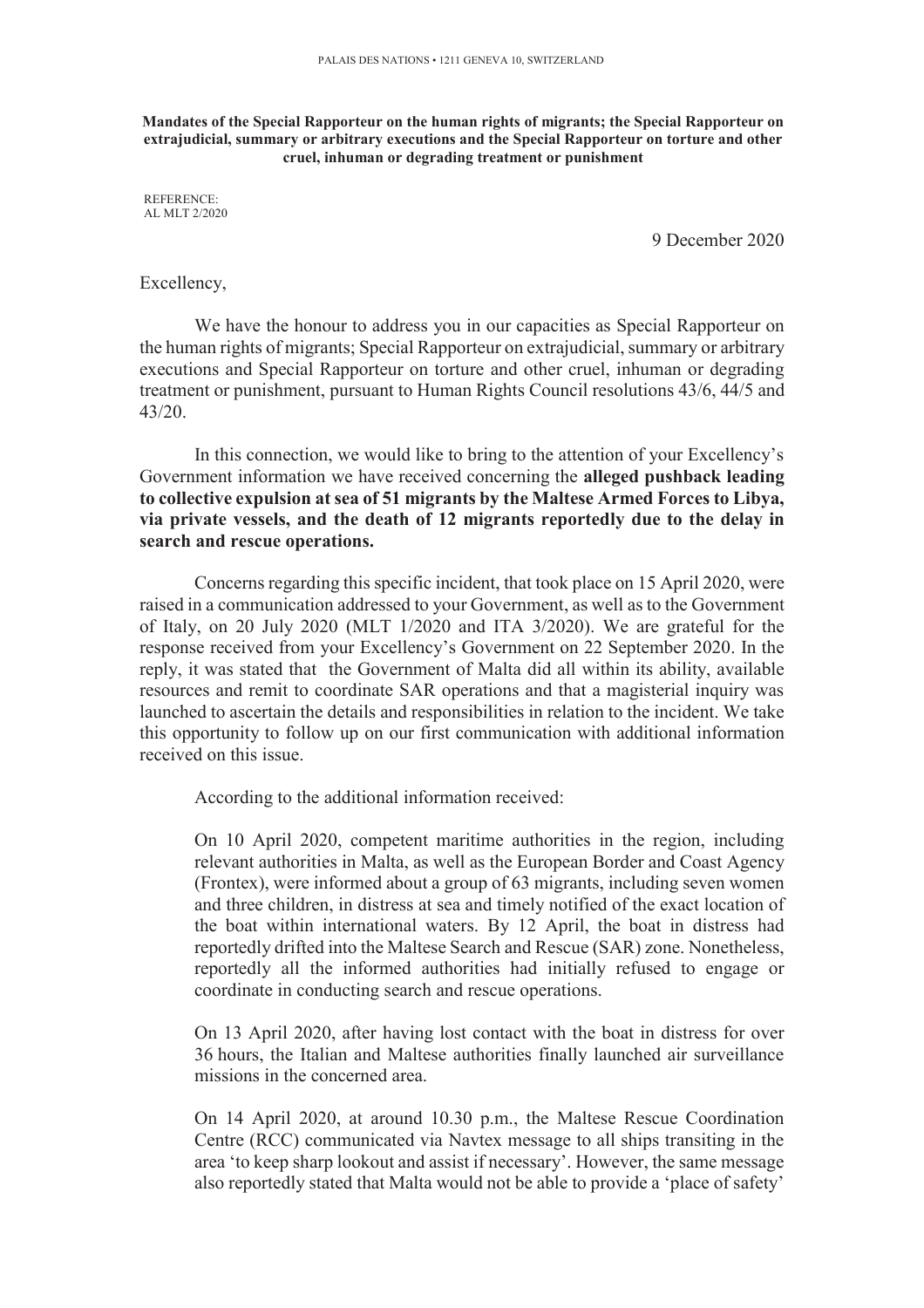PALAIS DES NATIONS • 1211 GENEVA 10, SWITZERLAND

**Mandates of the Special Rapporteur on the human rights of migrants; the Special Rapporteur on extrajudicial, summary or arbitrary executions and the Special Rapporteur on torture and other cruel, inhuman or degrading treatment or punishment**

REFERENCE:
AL MLT 2/2020

9 December 2020

Excellency,

We have the honour to address you in our capacities as Special Rapporteur on the human rights of migrants; Special Rapporteur on extrajudicial, summary or arbitrary executions and Special Rapporteur on torture and other cruel, inhuman or degrading treatment or punishment, pursuant to Human Rights Council resolutions 43/6, 44/5 and 43/20.

In this connection, we would like to bring to the attention of your Excellency's Government information we have received concerning the **alleged pushback leading to collective expulsion at sea of 51 migrants by the Maltese Armed Forces to Libya, via private vessels, and the death of 12 migrants reportedly due to the delay in search and rescue operations.**

Concerns regarding this specific incident, that took place on 15 April 2020, were raised in a communication addressed to your Government, as well as to the Government of Italy, on 20 July 2020 (MLT 1/2020 and ITA 3/2020). We are grateful for the response received from your Excellency's Government on 22 September 2020. In the reply, it was stated that the Government of Malta did all within its ability, available resources and remit to coordinate SAR operations and that a magisterial inquiry was launched to ascertain the details and responsibilities in relation to the incident. We take this opportunity to follow up on our first communication with additional information received on this issue.

According to the additional information received:

> On 10 April 2020, competent maritime authorities in the region, including relevant authorities in Malta, as well as the European Border and Coast Agency (Frontex), were informed about a group of 63 migrants, including seven women and three children, in distress at sea and timely notified of the exact location of the boat within international waters. By 12 April, the boat in distress had reportedly drifted into the Maltese Search and Rescue (SAR) zone. Nonetheless, reportedly all the informed authorities had initially refused to engage or coordinate in conducting search and rescue operations.
>
> On 13 April 2020, after having lost contact with the boat in distress for over 36 hours, the Italian and Maltese authorities finally launched air surveillance missions in the concerned area.
>
> On 14 April 2020, at around 10.30 p.m., the Maltese Rescue Coordination Centre (RCC) communicated via Navtex message to all ships transiting in the area 'to keep sharp lookout and assist if necessary'. However, the same message also reportedly stated that Malta would not be able to provide a 'place of safety'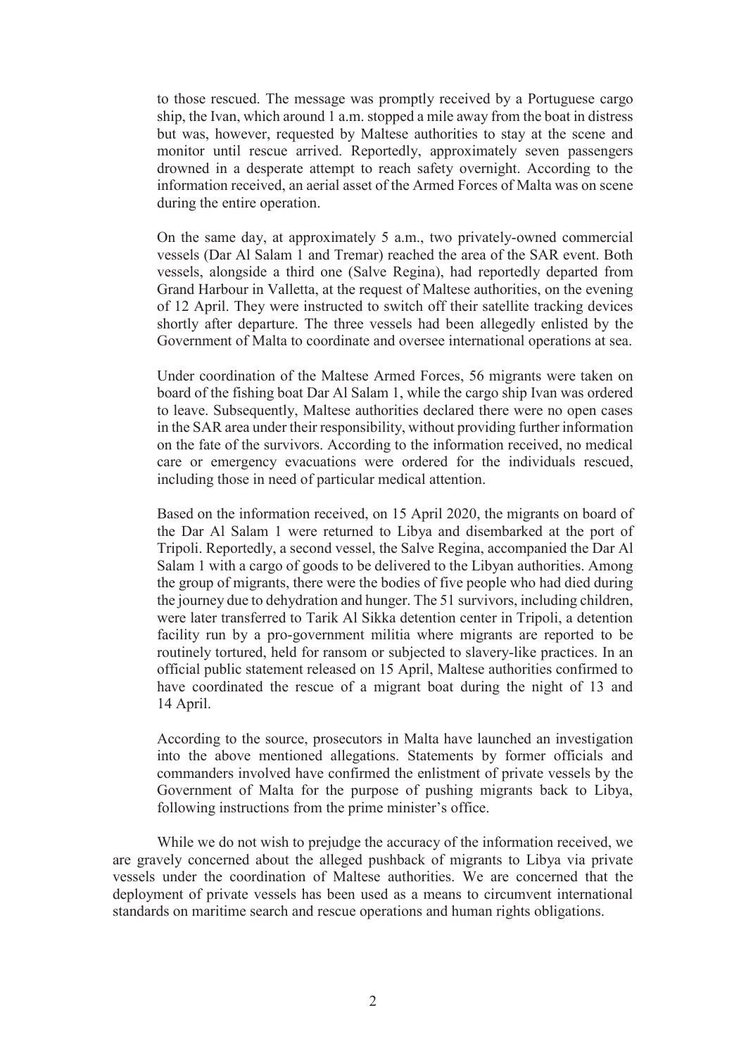to those rescued. The message was promptly received by a Portuguese cargo ship, the Ivan, which around 1 a.m. stopped a mile away from the boat in distress but was, however, requested by Maltese authorities to stay at the scene and monitor until rescue arrived. Reportedly, approximately seven passengers drowned in a desperate attempt to reach safety overnight. According to the information received, an aerial asset of the Armed Forces of Malta was on scene during the entire operation.

On the same day, at approximately 5 a.m., two privately-owned commercial vessels (Dar Al Salam 1 and Tremar) reached the area of the SAR event. Both vessels, alongside a third one (Salve Regina), had reportedly departed from Grand Harbour in Valletta, at the request of Maltese authorities, on the evening of 12 April. They were instructed to switch off their satellite tracking devices shortly after departure. The three vessels had been allegedly enlisted by the Government of Malta to coordinate and oversee international operations at sea.

Under coordination of the Maltese Armed Forces, 56 migrants were taken on board of the fishing boat Dar Al Salam 1, while the cargo ship Ivan was ordered to leave. Subsequently, Maltese authorities declared there were no open cases in the SAR area under their responsibility, without providing further information on the fate of the survivors. According to the information received, no medical care or emergency evacuations were ordered for the individuals rescued, including those in need of particular medical attention.

Based on the information received, on 15 April 2020, the migrants on board of the Dar Al Salam 1 were returned to Libya and disembarked at the port of Tripoli. Reportedly, a second vessel, the Salve Regina, accompanied the Dar Al Salam 1 with a cargo of goods to be delivered to the Libyan authorities. Among the group of migrants, there were the bodies of five people who had died during the journey due to dehydration and hunger. The 51 survivors, including children, were later transferred to Tarik Al Sikka detention center in Tripoli, a detention facility run by a pro-government militia where migrants are reported to be routinely tortured, held for ransom or subjected to slavery-like practices. In an official public statement released on 15 April, Maltese authorities confirmed to have coordinated the rescue of a migrant boat during the night of 13 and 14 April.

According to the source, prosecutors in Malta have launched an investigation into the above mentioned allegations. Statements by former officials and commanders involved have confirmed the enlistment of private vessels by the Government of Malta for the purpose of pushing migrants back to Libya, following instructions from the prime minister's office.

While we do not wish to prejudge the accuracy of the information received, we are gravely concerned about the alleged pushback of migrants to Libya via private vessels under the coordination of Maltese authorities. We are concerned that the deployment of private vessels has been used as a means to circumvent international standards on maritime search and rescue operations and human rights obligations.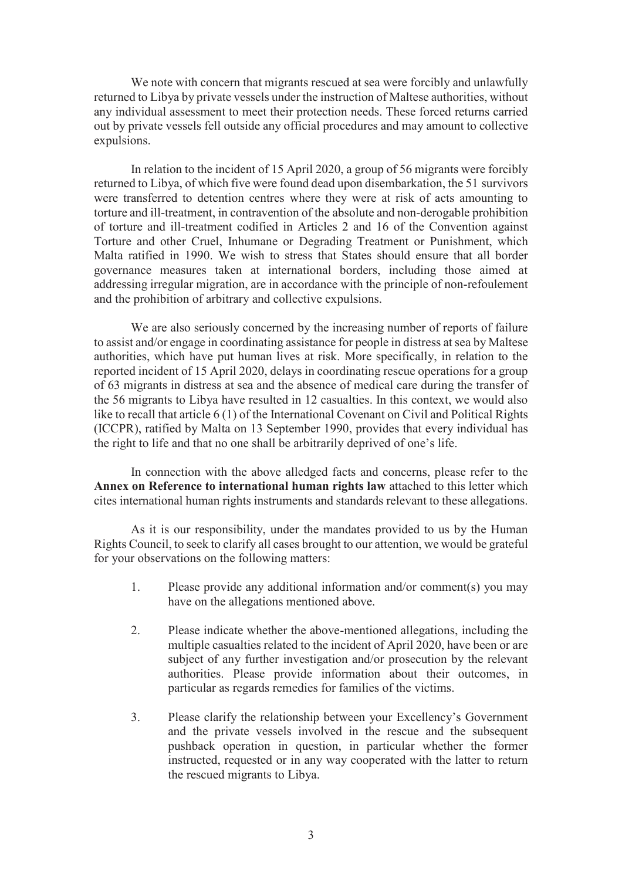We note with concern that migrants rescued at sea were forcibly and unlawfully returned to Libya by private vessels under the instruction of Maltese authorities, without any individual assessment to meet their protection needs. These forced returns carried out by private vessels fell outside any official procedures and may amount to collective expulsions.

In relation to the incident of 15 April 2020, a group of 56 migrants were forcibly returned to Libya, of which five were found dead upon disembarkation, the 51 survivors were transferred to detention centres where they were at risk of acts amounting to torture and ill-treatment, in contravention of the absolute and non-derogable prohibition of torture and ill-treatment codified in Articles 2 and 16 of the Convention against Torture and other Cruel, Inhumane or Degrading Treatment or Punishment, which Malta ratified in 1990. We wish to stress that States should ensure that all border governance measures taken at international borders, including those aimed at addressing irregular migration, are in accordance with the principle of non-refoulement and the prohibition of arbitrary and collective expulsions.

We are also seriously concerned by the increasing number of reports of failure to assist and/or engage in coordinating assistance for people in distress at sea by Maltese authorities, which have put human lives at risk. More specifically, in relation to the reported incident of 15 April 2020, delays in coordinating rescue operations for a group of 63 migrants in distress at sea and the absence of medical care during the transfer of the 56 migrants to Libya have resulted in 12 casualties. In this context, we would also like to recall that article 6 (1) of the International Covenant on Civil and Political Rights (ICCPR), ratified by Malta on 13 September 1990, provides that every individual has the right to life and that no one shall be arbitrarily deprived of one's life.

In connection with the above alledged facts and concerns, please refer to the **Annex on Reference to international human rights law** attached to this letter which cites international human rights instruments and standards relevant to these allegations.

As it is our responsibility, under the mandates provided to us by the Human Rights Council, to seek to clarify all cases brought to our attention, we would be grateful for your observations on the following matters:

1. Please provide any additional information and/or comment(s) you may have on the allegations mentioned above.

2. Please indicate whether the above-mentioned allegations, including the multiple casualties related to the incident of April 2020, have been or are subject of any further investigation and/or prosecution by the relevant authorities. Please provide information about their outcomes, in particular as regards remedies for families of the victims.

3. Please clarify the relationship between your Excellency's Government and the private vessels involved in the rescue and the subsequent pushback operation in question, in particular whether the former instructed, requested or in any way cooperated with the latter to return the rescued migrants to Libya.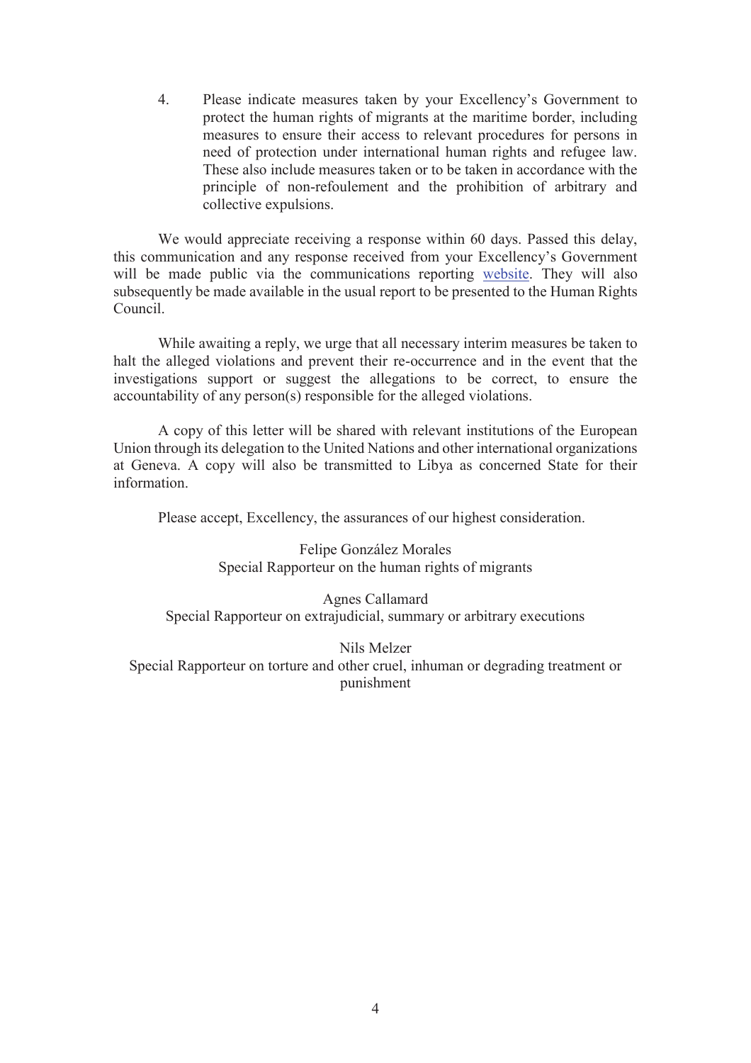4. Please indicate measures taken by your Excellency's Government to protect the human rights of migrants at the maritime border, including measures to ensure their access to relevant procedures for persons in need of protection under international human rights and refugee law. These also include measures taken or to be taken in accordance with the principle of non-refoulement and the prohibition of arbitrary and collective expulsions.

We would appreciate receiving a response within 60 days. Passed this delay, this communication and any response received from your Excellency's Government will be made public via the communications reporting website. They will also subsequently be made available in the usual report to be presented to the Human Rights Council.

While awaiting a reply, we urge that all necessary interim measures be taken to halt the alleged violations and prevent their re-occurrence and in the event that the investigations support or suggest the allegations to be correct, to ensure the accountability of any person(s) responsible for the alleged violations.

A copy of this letter will be shared with relevant institutions of the European Union through its delegation to the United Nations and other international organizations at Geneva. A copy will also be transmitted to Libya as concerned State for their information.

Please accept, Excellency, the assurances of our highest consideration.

Felipe González Morales
Special Rapporteur on the human rights of migrants

Agnes Callamard
Special Rapporteur on extrajudicial, summary or arbitrary executions

Nils Melzer
Special Rapporteur on torture and other cruel, inhuman or degrading treatment or punishment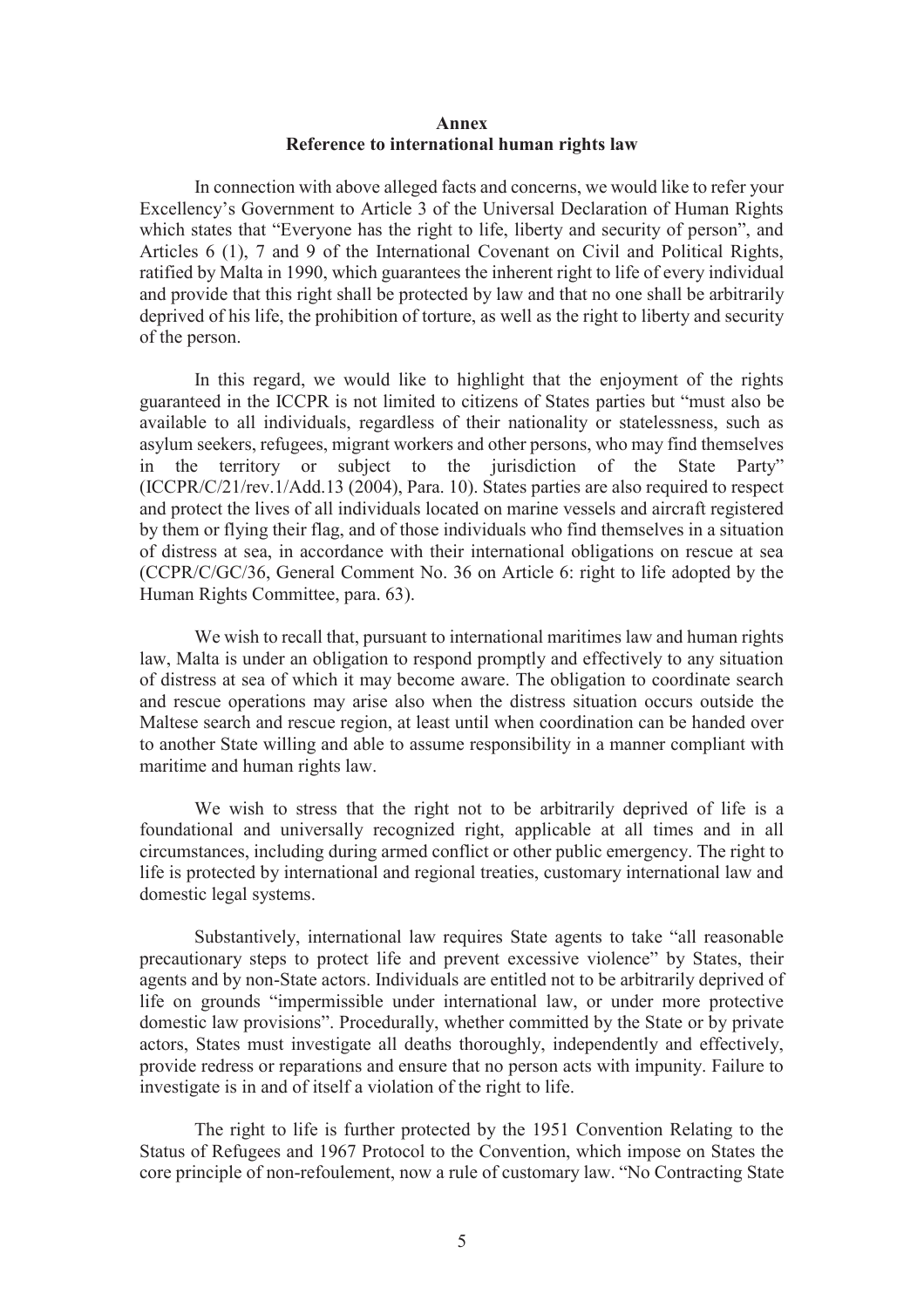**Annex**
**Reference to international human rights law**

In connection with above alleged facts and concerns, we would like to refer your Excellency's Government to Article 3 of the Universal Declaration of Human Rights which states that "Everyone has the right to life, liberty and security of person", and Articles 6 (1), 7 and 9 of the International Covenant on Civil and Political Rights, ratified by Malta in 1990, which guarantees the inherent right to life of every individual and provide that this right shall be protected by law and that no one shall be arbitrarily deprived of his life, the prohibition of torture, as well as the right to liberty and security of the person.

In this regard, we would like to highlight that the enjoyment of the rights guaranteed in the ICCPR is not limited to citizens of States parties but "must also be available to all individuals, regardless of their nationality or statelessness, such as asylum seekers, refugees, migrant workers and other persons, who may find themselves in the territory or subject to the jurisdiction of the State Party" (ICCPR/C/21/rev.1/Add.13 (2004), Para. 10). States parties are also required to respect and protect the lives of all individuals located on marine vessels and aircraft registered by them or flying their flag, and of those individuals who find themselves in a situation of distress at sea, in accordance with their international obligations on rescue at sea (CCPR/C/GC/36, General Comment No. 36 on Article 6: right to life adopted by the Human Rights Committee, para. 63).

We wish to recall that, pursuant to international maritimes law and human rights law, Malta is under an obligation to respond promptly and effectively to any situation of distress at sea of which it may become aware. The obligation to coordinate search and rescue operations may arise also when the distress situation occurs outside the Maltese search and rescue region, at least until when coordination can be handed over to another State willing and able to assume responsibility in a manner compliant with maritime and human rights law.

We wish to stress that the right not to be arbitrarily deprived of life is a foundational and universally recognized right, applicable at all times and in all circumstances, including during armed conflict or other public emergency. The right to life is protected by international and regional treaties, customary international law and domestic legal systems.

Substantively, international law requires State agents to take "all reasonable precautionary steps to protect life and prevent excessive violence" by States, their agents and by non-State actors. Individuals are entitled not to be arbitrarily deprived of life on grounds "impermissible under international law, or under more protective domestic law provisions". Procedurally, whether committed by the State or by private actors, States must investigate all deaths thoroughly, independently and effectively, provide redress or reparations and ensure that no person acts with impunity. Failure to investigate is in and of itself a violation of the right to life.

The right to life is further protected by the 1951 Convention Relating to the Status of Refugees and 1967 Protocol to the Convention, which impose on States the core principle of non-refoulement, now a rule of customary law. "No Contracting State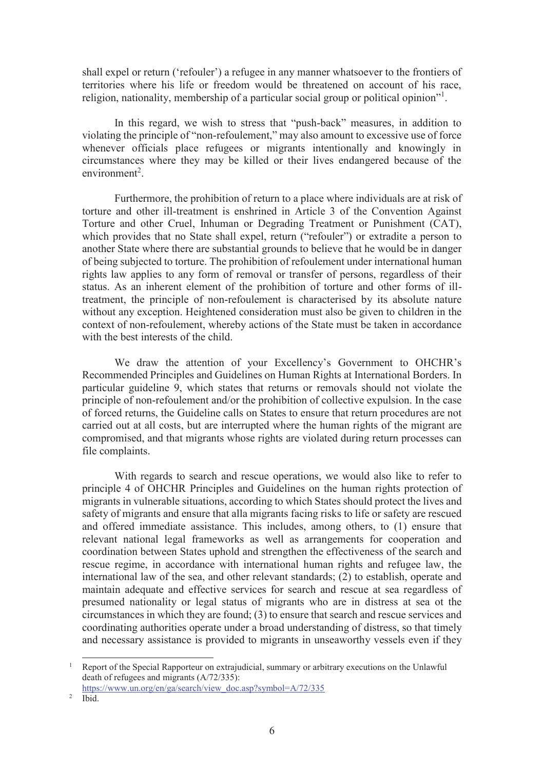shall expel or return ('refouler') a refugee in any manner whatsoever to the frontiers of territories where his life or freedom would be threatened on account of his race, religion, nationality, membership of a particular social group or political opinion"[1].

In this regard, we wish to stress that "push-back" measures, in addition to violating the principle of "non-refoulement," may also amount to excessive use of force whenever officials place refugees or migrants intentionally and knowingly in circumstances where they may be killed or their lives endangered because of the environment[2].

Furthermore, the prohibition of return to a place where individuals are at risk of torture and other ill-treatment is enshrined in Article 3 of the Convention Against Torture and other Cruel, Inhuman or Degrading Treatment or Punishment (CAT), which provides that no State shall expel, return ("refouler") or extradite a person to another State where there are substantial grounds to believe that he would be in danger of being subjected to torture. The prohibition of refoulement under international human rights law applies to any form of removal or transfer of persons, regardless of their status. As an inherent element of the prohibition of torture and other forms of ill-treatment, the principle of non-refoulement is characterised by its absolute nature without any exception. Heightened consideration must also be given to children in the context of non-refoulement, whereby actions of the State must be taken in accordance with the best interests of the child.

We draw the attention of your Excellency's Government to OHCHR's Recommended Principles and Guidelines on Human Rights at International Borders. In particular guideline 9, which states that returns or removals should not violate the principle of non-refoulement and/or the prohibition of collective expulsion. In the case of forced returns, the Guideline calls on States to ensure that return procedures are not carried out at all costs, but are interrupted where the human rights of the migrant are compromised, and that migrants whose rights are violated during return processes can file complaints.

With regards to search and rescue operations, we would also like to refer to principle 4 of OHCHR Principles and Guidelines on the human rights protection of migrants in vulnerable situations, according to which States should protect the lives and safety of migrants and ensure that alla migrants facing risks to life or safety are rescued and offered immediate assistance. This includes, among others, to (1) ensure that relevant national legal frameworks as well as arrangements for cooperation and coordination between States uphold and strengthen the effectiveness of the search and rescue regime, in accordance with international human rights and refugee law, the international law of the sea, and other relevant standards; (2) to establish, operate and maintain adequate and effective services for search and rescue at sea regardless of presumed nationality or legal status of migrants who are in distress at sea ot the circumstances in which they are found; (3) to ensure that search and rescue services and coordinating authorities operate under a broad understanding of distress, so that timely and necessary assistance is provided to migrants in unseaworthy vessels even if they

---

[1] Report of the Special Rapporteur on extrajudicial, summary or arbitrary executions on the Unlawful death of refugees and migrants (A/72/335): https://www.un.org/en/ga/search/view_doc.asp?symbol=A/72/335

[2] Ibid.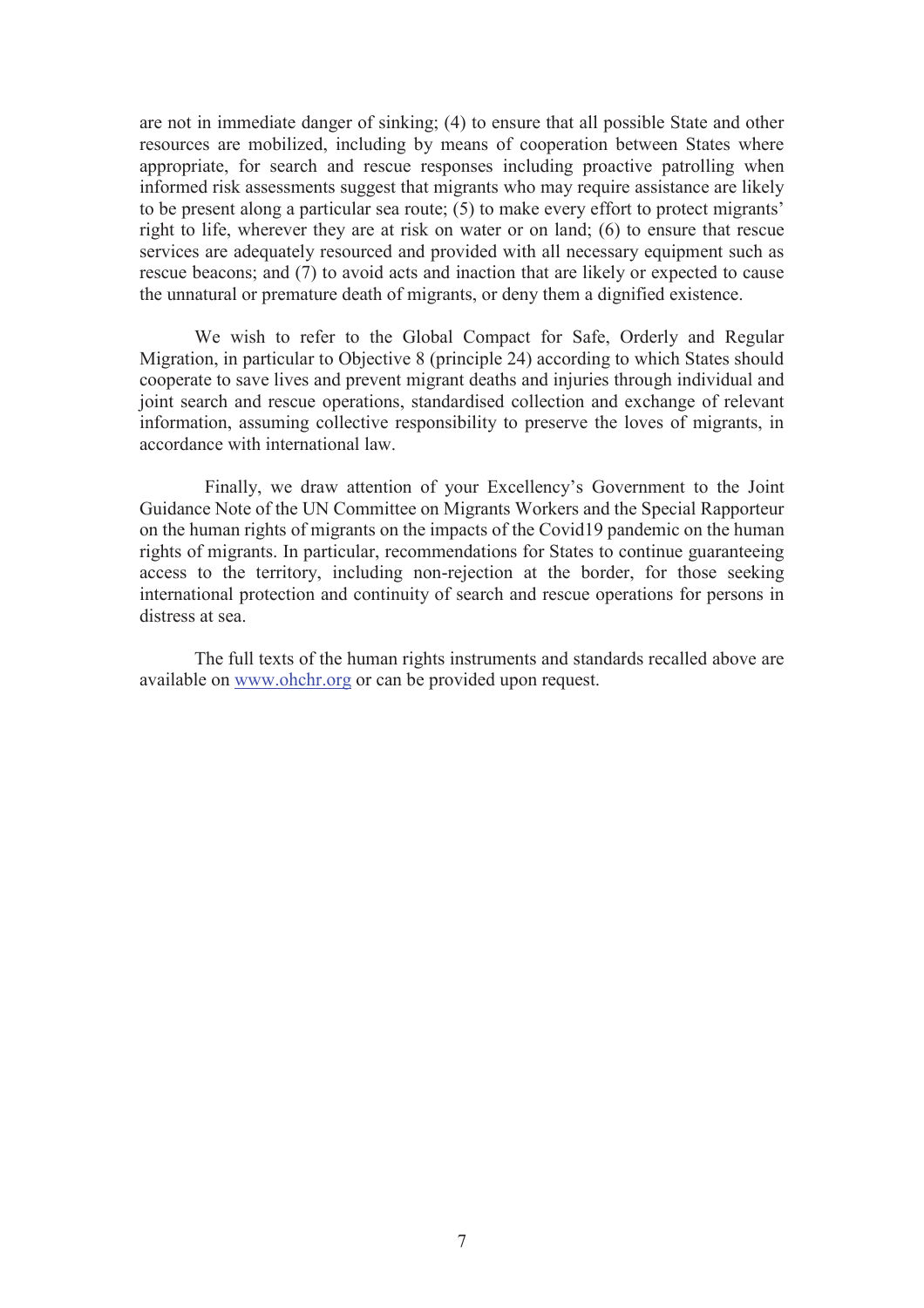are not in immediate danger of sinking; (4) to ensure that all possible State and other resources are mobilized, including by means of cooperation between States where appropriate, for search and rescue responses including proactive patrolling when informed risk assessments suggest that migrants who may require assistance are likely to be present along a particular sea route; (5) to make every effort to protect migrants' right to life, wherever they are at risk on water or on land; (6) to ensure that rescue services are adequately resourced and provided with all necessary equipment such as rescue beacons; and (7) to avoid acts and inaction that are likely or expected to cause the unnatural or premature death of migrants, or deny them a dignified existence.

We wish to refer to the Global Compact for Safe, Orderly and Regular Migration, in particular to Objective 8 (principle 24) according to which States should cooperate to save lives and prevent migrant deaths and injuries through individual and joint search and rescue operations, standardised collection and exchange of relevant information, assuming collective responsibility to preserve the loves of migrants, in accordance with international law.

Finally, we draw attention of your Excellency's Government to the Joint Guidance Note of the UN Committee on Migrants Workers and the Special Rapporteur on the human rights of migrants on the impacts of the Covid19 pandemic on the human rights of migrants. In particular, recommendations for States to continue guaranteeing access to the territory, including non-rejection at the border, for those seeking international protection and continuity of search and rescue operations for persons in distress at sea.

The full texts of the human rights instruments and standards recalled above are available on [www.ohchr.org](http://www.ohchr.org) or can be provided upon request.